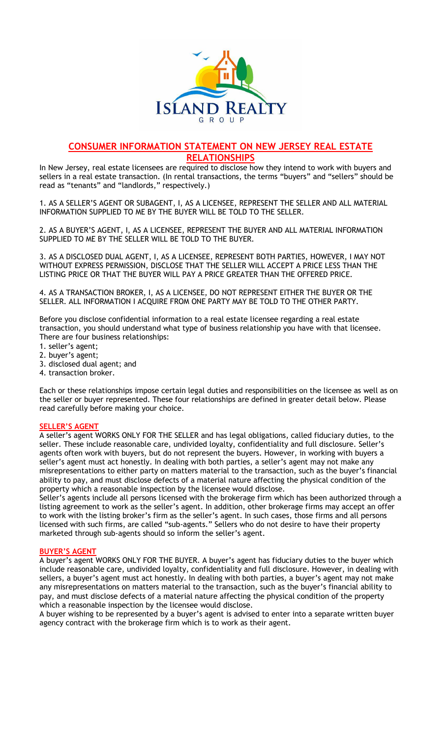ISLAND REALTY
GROUP

# CONSUMER INFORMATION STATEMENT ON NEW JERSEY REAL ESTATE RELATIONSHIPS

In New Jersey, real estate licensees are required to disclose how they intend to work with buyers and sellers in a real estate transaction. (In rental transactions, the terms "buyers" and "sellers" should be read as "tenants" and "landlords," respectively.)

1. AS A SELLER'S AGENT OR SUBAGENT, I, AS A LICENSEE, REPRESENT THE SELLER AND ALL MATERIAL INFORMATION SUPPLIED TO ME BY THE BUYER WILL BE TOLD TO THE SELLER.

2. AS A BUYER'S AGENT, I, AS A LICENSEE, REPRESENT THE BUYER AND ALL MATERIAL INFORMATION SUPPLIED TO ME BY THE SELLER WILL BE TOLD TO THE BUYER.

3. AS A DISCLOSED DUAL AGENT, I, AS A LICENSEE, REPRESENT BOTH PARTIES, HOWEVER, I MAY NOT WITHOUT EXPRESS PERMISSION, DISCLOSE THAT THE SELLER WILL ACCEPT A PRICE LESS THAN THE LISTING PRICE OR THAT THE BUYER WILL PAY A PRICE GREATER THAN THE OFFERED PRICE.

4. AS A TRANSACTION BROKER, I, AS A LICENSEE, DO NOT REPRESENT EITHER THE BUYER OR THE SELLER. ALL INFORMATION I ACQUIRE FROM ONE PARTY MAY BE TOLD TO THE OTHER PARTY.

Before you disclose confidential information to a real estate licensee regarding a real estate transaction, you should understand what type of business relationship you have with that licensee. There are four business relationships:

1. seller's agent;
2. buyer's agent;
3. disclosed dual agent; and
4. transaction broker.

Each or these relationships impose certain legal duties and responsibilities on the licensee as well as on the seller or buyer represented. These four relationships are defined in greater detail below. Please read carefully before making your choice.

## SELLER'S AGENT

A seller's agent WORKS ONLY FOR THE SELLER and has legal obligations, called fiduciary duties, to the seller. These include reasonable care, undivided loyalty, confidentiality and full disclosure. Seller's agents often work with buyers, but do not represent the buyers. However, in working with buyers a seller's agent must act honestly. In dealing with both parties, a seller's agent may not make any misrepresentations to either party on matters material to the transaction, such as the buyer's financial ability to pay, and must disclose defects of a material nature affecting the physical condition of the property which a reasonable inspection by the licensee would disclose.

Seller's agents include all persons licensed with the brokerage firm which has been authorized through a listing agreement to work as the seller's agent. In addition, other brokerage firms may accept an offer to work with the listing broker's firm as the seller's agent. In such cases, those firms and all persons licensed with such firms, are called "sub-agents." Sellers who do not desire to have their property marketed through sub-agents should so inform the seller's agent.

## BUYER'S AGENT

A buyer's agent WORKS ONLY FOR THE BUYER. A buyer's agent has fiduciary duties to the buyer which include reasonable care, undivided loyalty, confidentiality and full disclosure. However, in dealing with sellers, a buyer's agent must act honestly. In dealing with both parties, a buyer's agent may not make any misrepresentations on matters material to the transaction, such as the buyer's financial ability to pay, and must disclose defects of a material nature affecting the physical condition of the property which a reasonable inspection by the licensee would disclose.

A buyer wishing to be represented by a buyer's agent is advised to enter into a separate written buyer agency contract with the brokerage firm which is to work as their agent.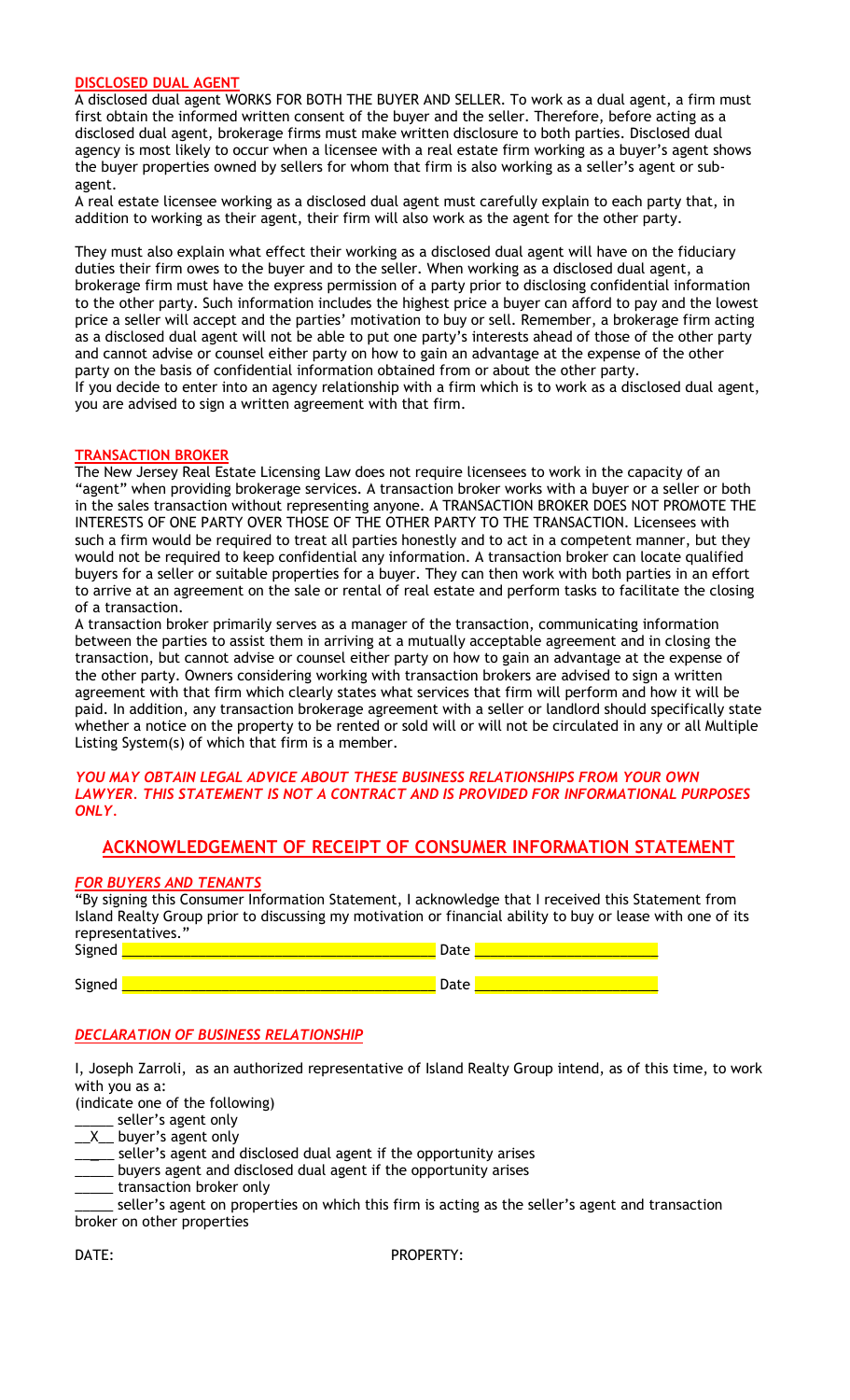## DISCLOSED DUAL AGENT

A disclosed dual agent WORKS FOR BOTH THE BUYER AND SELLER. To work as a dual agent, a firm must first obtain the informed written consent of the buyer and the seller. Therefore, before acting as a disclosed dual agent, brokerage firms must make written disclosure to both parties. Disclosed dual agency is most likely to occur when a licensee with a real estate firm working as a buyer's agent shows the buyer properties owned by sellers for whom that firm is also working as a seller's agent or sub-agent.

A real estate licensee working as a disclosed dual agent must carefully explain to each party that, in addition to working as their agent, their firm will also work as the agent for the other party.

They must also explain what effect their working as a disclosed dual agent will have on the fiduciary duties their firm owes to the buyer and to the seller. When working as a disclosed dual agent, a brokerage firm must have the express permission of a party prior to disclosing confidential information to the other party. Such information includes the highest price a buyer can afford to pay and the lowest price a seller will accept and the parties' motivation to buy or sell. Remember, a brokerage firm acting as a disclosed dual agent will not be able to put one party's interests ahead of those of the other party and cannot advise or counsel either party on how to gain an advantage at the expense of the other party on the basis of confidential information obtained from or about the other party.

If you decide to enter into an agency relationship with a firm which is to work as a disclosed dual agent, you are advised to sign a written agreement with that firm.

## TRANSACTION BROKER

The New Jersey Real Estate Licensing Law does not require licensees to work in the capacity of an "agent" when providing brokerage services. A transaction broker works with a buyer or a seller or both in the sales transaction without representing anyone. A TRANSACTION BROKER DOES NOT PROMOTE THE INTERESTS OF ONE PARTY OVER THOSE OF THE OTHER PARTY TO THE TRANSACTION. Licensees with such a firm would be required to treat all parties honestly and to act in a competent manner, but they would not be required to keep confidential any information. A transaction broker can locate qualified buyers for a seller or suitable properties for a buyer. They can then work with both parties in an effort to arrive at an agreement on the sale or rental of real estate and perform tasks to facilitate the closing of a transaction.

A transaction broker primarily serves as a manager of the transaction, communicating information between the parties to assist them in arriving at a mutually acceptable agreement and in closing the transaction, but cannot advise or counsel either party on how to gain an advantage at the expense of the other party. Owners considering working with transaction brokers are advised to sign a written agreement with that firm which clearly states what services that firm will perform and how it will be paid. In addition, any transaction brokerage agreement with a seller or landlord should specifically state whether a notice on the property to be rented or sold will or will not be circulated in any or all Multiple Listing System(s) of which that firm is a member.

***YOU MAY OBTAIN LEGAL ADVICE ABOUT THESE BUSINESS RELATIONSHIPS FROM YOUR OWN LAWYER. THIS STATEMENT IS NOT A CONTRACT AND IS PROVIDED FOR INFORMATIONAL PURPOSES ONLY.***

## ACKNOWLEDGEMENT OF RECEIPT OF CONSUMER INFORMATION STATEMENT

***FOR BUYERS AND TENANTS***

"By signing this Consumer Information Statement, I acknowledge that I received this Statement from Island Realty Group prior to discussing my motivation or financial ability to buy or lease with one of its representatives."

Signed ________________________________________ Date ______________________

Signed ________________________________________ Date ______________________

***DECLARATION OF BUSINESS RELATIONSHIP***

I, Joseph Zarroli, as an authorized representative of Island Realty Group intend, as of this time, to work with you as a:

(indicate one of the following)

_____ seller's agent only

__X__ buyer's agent only

_____ seller's agent and disclosed dual agent if the opportunity arises

_____ buyers agent and disclosed dual agent if the opportunity arises

_____ transaction broker only

_____ seller's agent on properties on which this firm is acting as the seller's agent and transaction broker on other properties

DATE: PROPERTY: